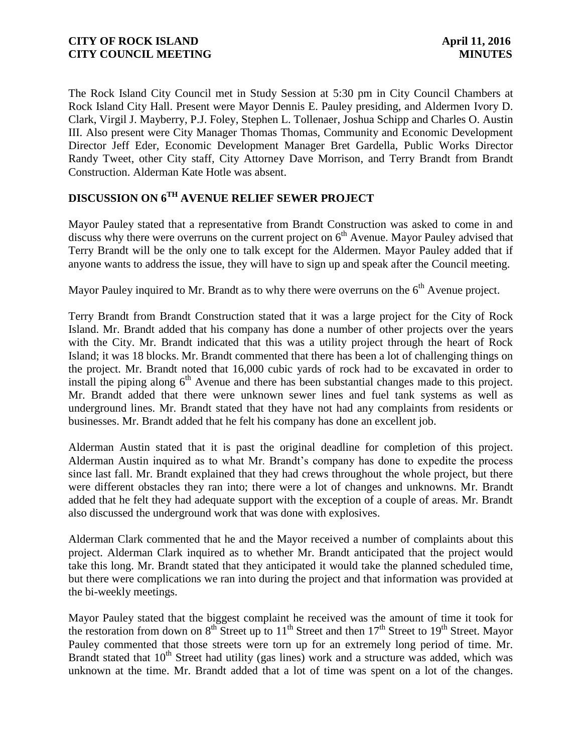The Rock Island City Council met in Study Session at 5:30 pm in City Council Chambers at Rock Island City Hall. Present were Mayor Dennis E. Pauley presiding, and Aldermen Ivory D. Clark, Virgil J. Mayberry, P.J. Foley, Stephen L. Tollenaer, Joshua Schipp and Charles O. Austin III. Also present were City Manager Thomas Thomas, Community and Economic Development Director Jeff Eder, Economic Development Manager Bret Gardella, Public Works Director Randy Tweet, other City staff, City Attorney Dave Morrison, and Terry Brandt from Brandt Construction. Alderman Kate Hotle was absent.

## DISCUSSION ON 6TH AVENUE RELIEF SEWER PROJECT

Mayor Pauley stated that a representative from Brandt Construction was asked to come in and discuss why there were overruns on the current project on 6th Avenue. Mayor Pauley advised that Terry Brandt will be the only one to talk except for the Aldermen. Mayor Pauley added that if anyone wants to address the issue, they will have to sign up and speak after the Council meeting.

Mayor Pauley inquired to Mr. Brandt as to why there were overruns on the 6th Avenue project.

Terry Brandt from Brandt Construction stated that it was a large project for the City of Rock Island. Mr. Brandt added that his company has done a number of other projects over the years with the City. Mr. Brandt indicated that this was a utility project through the heart of Rock Island; it was 18 blocks. Mr. Brandt commented that there has been a lot of challenging things on the project. Mr. Brandt noted that 16,000 cubic yards of rock had to be excavated in order to install the piping along 6th Avenue and there has been substantial changes made to this project. Mr. Brandt added that there were unknown sewer lines and fuel tank systems as well as underground lines. Mr. Brandt stated that they have not had any complaints from residents or businesses. Mr. Brandt added that he felt his company has done an excellent job.

Alderman Austin stated that it is past the original deadline for completion of this project. Alderman Austin inquired as to what Mr. Brandt's company has done to expedite the process since last fall. Mr. Brandt explained that they had crews throughout the whole project, but there were different obstacles they ran into; there were a lot of changes and unknowns. Mr. Brandt added that he felt they had adequate support with the exception of a couple of areas. Mr. Brandt also discussed the underground work that was done with explosives.

Alderman Clark commented that he and the Mayor received a number of complaints about this project. Alderman Clark inquired as to whether Mr. Brandt anticipated that the project would take this long. Mr. Brandt stated that they anticipated it would take the planned scheduled time, but there were complications we ran into during the project and that information was provided at the bi-weekly meetings.

Mayor Pauley stated that the biggest complaint he received was the amount of time it took for the restoration from down on 8th Street up to 11th Street and then 17th Street to 19th Street. Mayor Pauley commented that those streets were torn up for an extremely long period of time. Mr. Brandt stated that 10th Street had utility (gas lines) work and a structure was added, which was unknown at the time. Mr. Brandt added that a lot of time was spent on a lot of the changes.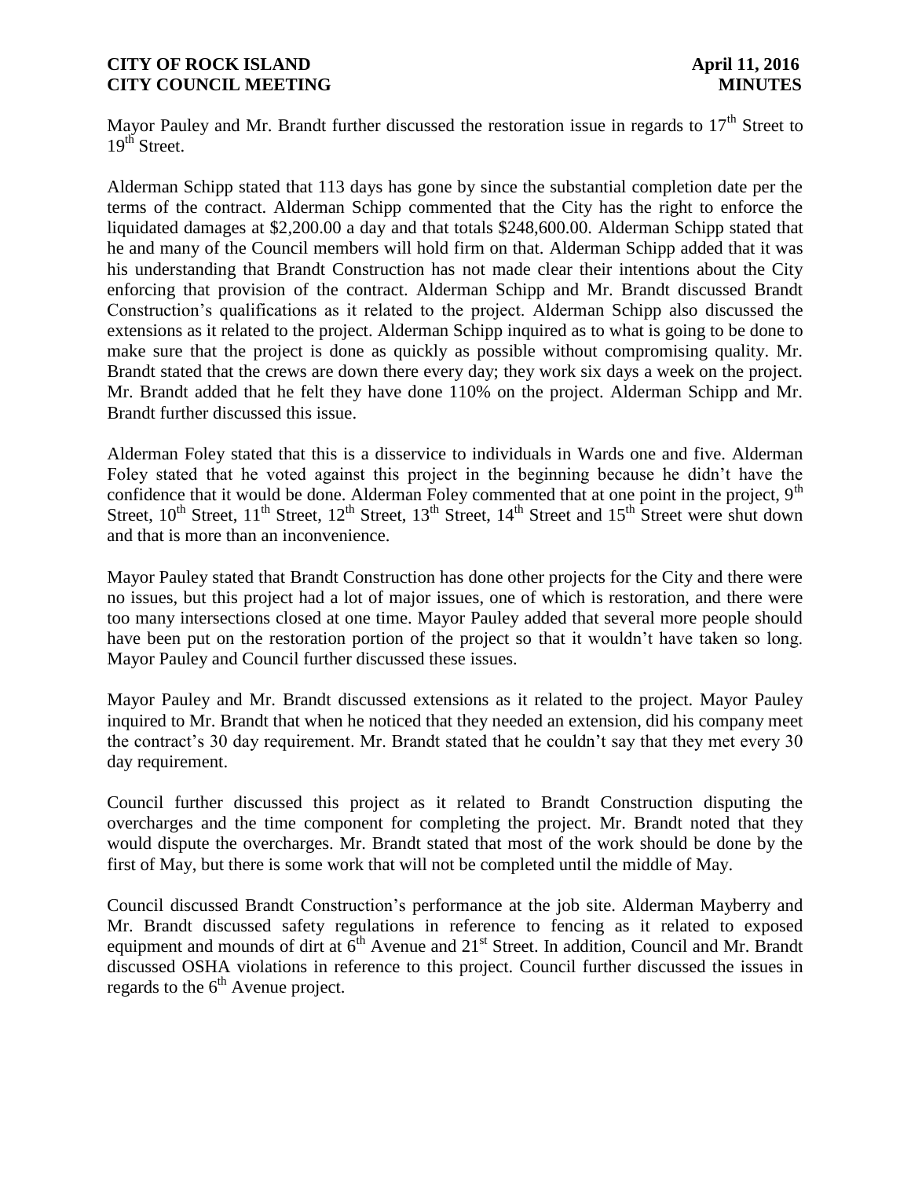Mayor Pauley and Mr. Brandt further discussed the restoration issue in regards to 17$^{th}$ Street to 19$^{th}$ Street.

Alderman Schipp stated that 113 days has gone by since the substantial completion date per the terms of the contract. Alderman Schipp commented that the City has the right to enforce the liquidated damages at $2,200.00 a day and that totals $248,600.00. Alderman Schipp stated that he and many of the Council members will hold firm on that. Alderman Schipp added that it was his understanding that Brandt Construction has not made clear their intentions about the City enforcing that provision of the contract. Alderman Schipp and Mr. Brandt discussed Brandt Construction's qualifications as it related to the project. Alderman Schipp also discussed the extensions as it related to the project. Alderman Schipp inquired as to what is going to be done to make sure that the project is done as quickly as possible without compromising quality. Mr. Brandt stated that the crews are down there every day; they work six days a week on the project. Mr. Brandt added that he felt they have done 110% on the project. Alderman Schipp and Mr. Brandt further discussed this issue.

Alderman Foley stated that this is a disservice to individuals in Wards one and five. Alderman Foley stated that he voted against this project in the beginning because he didn't have the confidence that it would be done. Alderman Foley commented that at one point in the project, 9$^{th}$ Street, 10$^{th}$ Street, 11$^{th}$ Street, 12$^{th}$ Street, 13$^{th}$ Street, 14$^{th}$ Street and 15$^{th}$ Street were shut down and that is more than an inconvenience.

Mayor Pauley stated that Brandt Construction has done other projects for the City and there were no issues, but this project had a lot of major issues, one of which is restoration, and there were too many intersections closed at one time. Mayor Pauley added that several more people should have been put on the restoration portion of the project so that it wouldn't have taken so long. Mayor Pauley and Council further discussed these issues.

Mayor Pauley and Mr. Brandt discussed extensions as it related to the project. Mayor Pauley inquired to Mr. Brandt that when he noticed that they needed an extension, did his company meet the contract's 30 day requirement. Mr. Brandt stated that he couldn't say that they met every 30 day requirement.

Council further discussed this project as it related to Brandt Construction disputing the overcharges and the time component for completing the project. Mr. Brandt noted that they would dispute the overcharges. Mr. Brandt stated that most of the work should be done by the first of May, but there is some work that will not be completed until the middle of May.

Council discussed Brandt Construction's performance at the job site. Alderman Mayberry and Mr. Brandt discussed safety regulations in reference to fencing as it related to exposed equipment and mounds of dirt at 6$^{th}$ Avenue and 21$^{st}$ Street. In addition, Council and Mr. Brandt discussed OSHA violations in reference to this project. Council further discussed the issues in regards to the 6$^{th}$ Avenue project.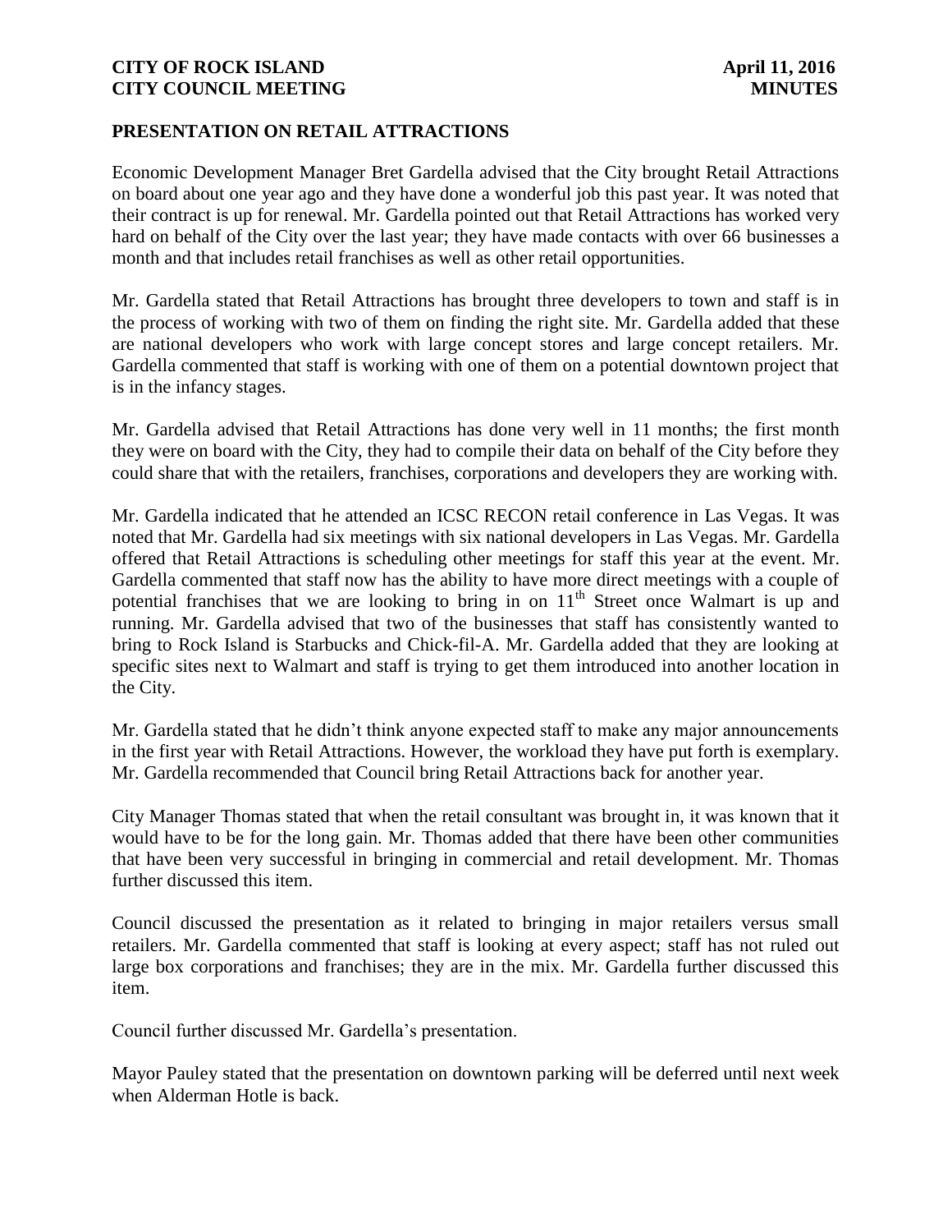## PRESENTATION ON RETAIL ATTRACTIONS

Economic Development Manager Bret Gardella advised that the City brought Retail Attractions on board about one year ago and they have done a wonderful job this past year. It was noted that their contract is up for renewal. Mr. Gardella pointed out that Retail Attractions has worked very hard on behalf of the City over the last year; they have made contacts with over 66 businesses a month and that includes retail franchises as well as other retail opportunities.

Mr. Gardella stated that Retail Attractions has brought three developers to town and staff is in the process of working with two of them on finding the right site. Mr. Gardella added that these are national developers who work with large concept stores and large concept retailers. Mr. Gardella commented that staff is working with one of them on a potential downtown project that is in the infancy stages.

Mr. Gardella advised that Retail Attractions has done very well in 11 months; the first month they were on board with the City, they had to compile their data on behalf of the City before they could share that with the retailers, franchises, corporations and developers they are working with.

Mr. Gardella indicated that he attended an ICSC RECON retail conference in Las Vegas. It was noted that Mr. Gardella had six meetings with six national developers in Las Vegas. Mr. Gardella offered that Retail Attractions is scheduling other meetings for staff this year at the event. Mr. Gardella commented that staff now has the ability to have more direct meetings with a couple of potential franchises that we are looking to bring in on 11th Street once Walmart is up and running. Mr. Gardella advised that two of the businesses that staff has consistently wanted to bring to Rock Island is Starbucks and Chick-fil-A. Mr. Gardella added that they are looking at specific sites next to Walmart and staff is trying to get them introduced into another location in the City.

Mr. Gardella stated that he didn't think anyone expected staff to make any major announcements in the first year with Retail Attractions. However, the workload they have put forth is exemplary. Mr. Gardella recommended that Council bring Retail Attractions back for another year.

City Manager Thomas stated that when the retail consultant was brought in, it was known that it would have to be for the long gain. Mr. Thomas added that there have been other communities that have been very successful in bringing in commercial and retail development. Mr. Thomas further discussed this item.

Council discussed the presentation as it related to bringing in major retailers versus small retailers. Mr. Gardella commented that staff is looking at every aspect; staff has not ruled out large box corporations and franchises; they are in the mix. Mr. Gardella further discussed this item.

Council further discussed Mr. Gardella's presentation.

Mayor Pauley stated that the presentation on downtown parking will be deferred until next week when Alderman Hotle is back.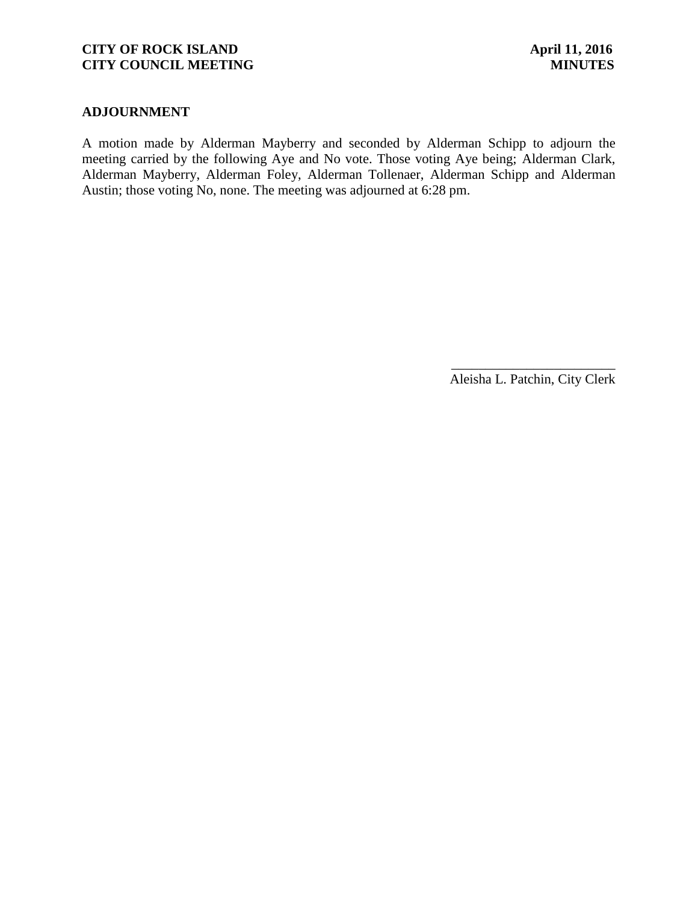## ADJOURNMENT

A motion made by Alderman Mayberry and seconded by Alderman Schipp to adjourn the meeting carried by the following Aye and No vote. Those voting Aye being; Alderman Clark, Alderman Mayberry, Alderman Foley, Alderman Tollenaer, Alderman Schipp and Alderman Austin; those voting No, none. The meeting was adjourned at 6:28 pm.

\_\_\_\_\_\_\_\_\_\_\_\_\_\_\_\_\_\_\_\_\_\_\_\_

Aleisha L. Patchin, City Clerk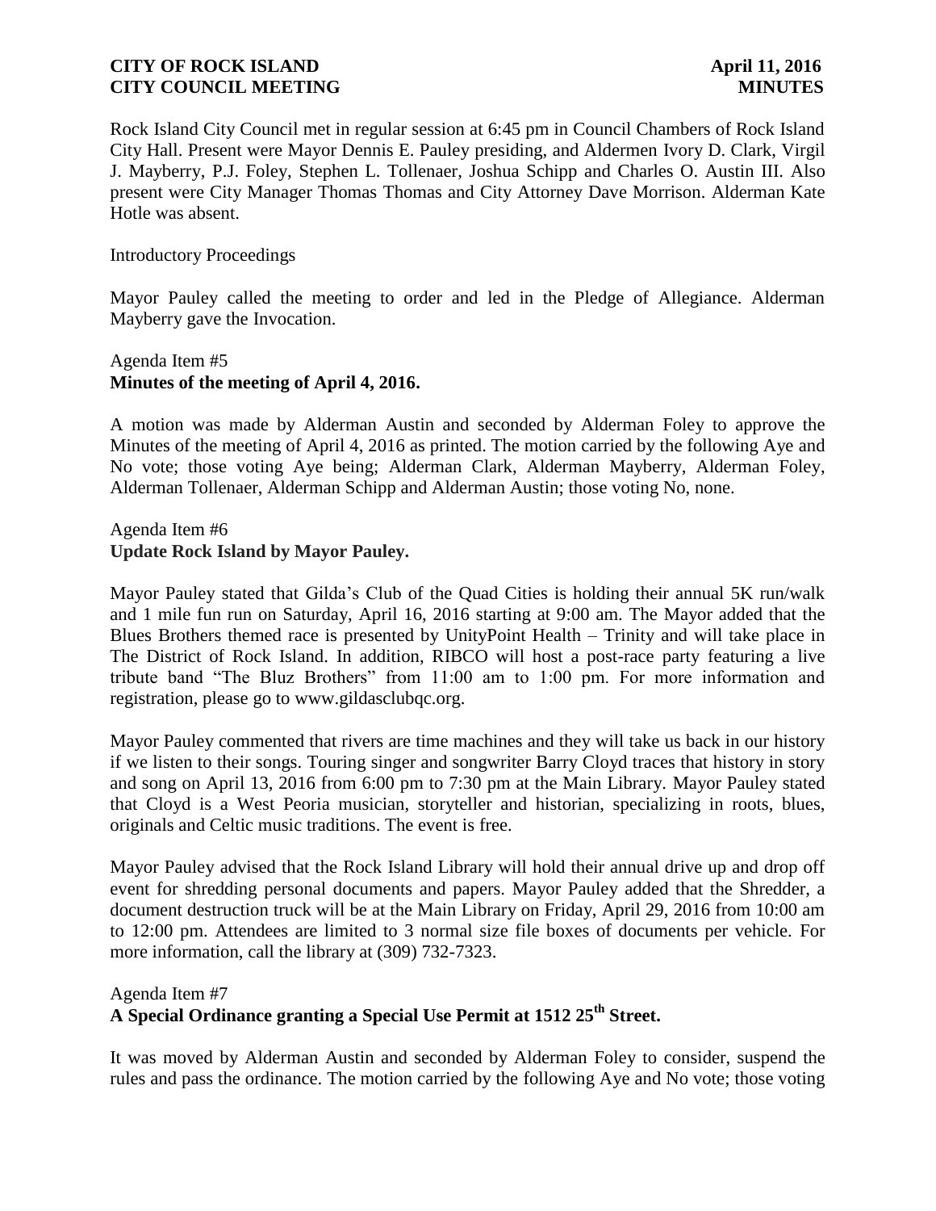Rock Island City Council met in regular session at 6:45 pm in Council Chambers of Rock Island City Hall. Present were Mayor Dennis E. Pauley presiding, and Aldermen Ivory D. Clark, Virgil J. Mayberry, P.J. Foley, Stephen L. Tollenaer, Joshua Schipp and Charles O. Austin III. Also present were City Manager Thomas Thomas and City Attorney Dave Morrison. Alderman Kate Hotle was absent.

Introductory Proceedings

Mayor Pauley called the meeting to order and led in the Pledge of Allegiance. Alderman Mayberry gave the Invocation.

Agenda Item #5
**Minutes of the meeting of April 4, 2016.**

A motion was made by Alderman Austin and seconded by Alderman Foley to approve the Minutes of the meeting of April 4, 2016 as printed. The motion carried by the following Aye and No vote; those voting Aye being; Alderman Clark, Alderman Mayberry, Alderman Foley, Alderman Tollenaer, Alderman Schipp and Alderman Austin; those voting No, none.

Agenda Item #6
**Update Rock Island by Mayor Pauley.**

Mayor Pauley stated that Gilda's Club of the Quad Cities is holding their annual 5K run/walk and 1 mile fun run on Saturday, April 16, 2016 starting at 9:00 am. The Mayor added that the Blues Brothers themed race is presented by UnityPoint Health – Trinity and will take place in The District of Rock Island. In addition, RIBCO will host a post-race party featuring a live tribute band "The Bluz Brothers" from 11:00 am to 1:00 pm. For more information and registration, please go to www.gildasclubqc.org.

Mayor Pauley commented that rivers are time machines and they will take us back in our history if we listen to their songs. Touring singer and songwriter Barry Cloyd traces that history in story and song on April 13, 2016 from 6:00 pm to 7:30 pm at the Main Library. Mayor Pauley stated that Cloyd is a West Peoria musician, storyteller and historian, specializing in roots, blues, originals and Celtic music traditions. The event is free.

Mayor Pauley advised that the Rock Island Library will hold their annual drive up and drop off event for shredding personal documents and papers. Mayor Pauley added that the Shredder, a document destruction truck will be at the Main Library on Friday, April 29, 2016 from 10:00 am to 12:00 pm. Attendees are limited to 3 normal size file boxes of documents per vehicle. For more information, call the library at (309) 732-7323.

Agenda Item #7
**A Special Ordinance granting a Special Use Permit at 1512 25th Street.**

It was moved by Alderman Austin and seconded by Alderman Foley to consider, suspend the rules and pass the ordinance. The motion carried by the following Aye and No vote; those voting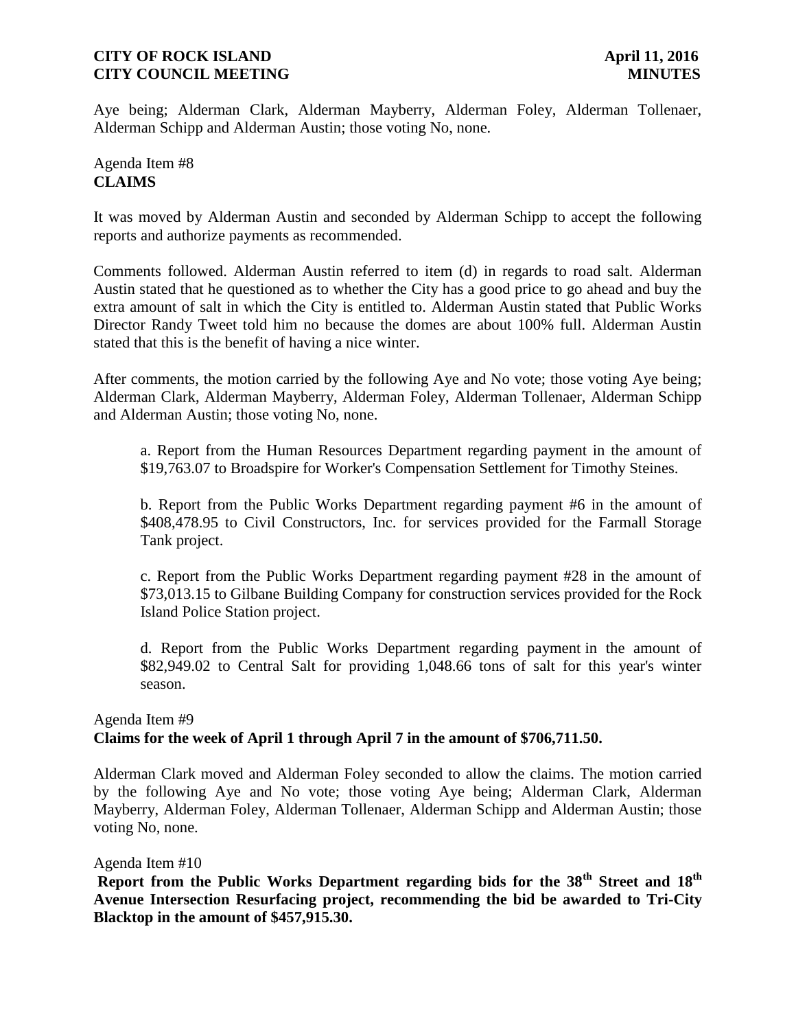Aye being; Alderman Clark, Alderman Mayberry, Alderman Foley, Alderman Tollenaer, Alderman Schipp and Alderman Austin; those voting No, none.

Agenda Item #8
**CLAIMS**

It was moved by Alderman Austin and seconded by Alderman Schipp to accept the following reports and authorize payments as recommended.

Comments followed. Alderman Austin referred to item (d) in regards to road salt. Alderman Austin stated that he questioned as to whether the City has a good price to go ahead and buy the extra amount of salt in which the City is entitled to. Alderman Austin stated that Public Works Director Randy Tweet told him no because the domes are about 100% full. Alderman Austin stated that this is the benefit of having a nice winter.

After comments, the motion carried by the following Aye and No vote; those voting Aye being; Alderman Clark, Alderman Mayberry, Alderman Foley, Alderman Tollenaer, Alderman Schipp and Alderman Austin; those voting No, none.

a. Report from the Human Resources Department regarding payment in the amount of $19,763.07 to Broadspire for Worker's Compensation Settlement for Timothy Steines.

b. Report from the Public Works Department regarding payment #6 in the amount of $408,478.95 to Civil Constructors, Inc. for services provided for the Farmall Storage Tank project.

c. Report from the Public Works Department regarding payment #28 in the amount of $73,013.15 to Gilbane Building Company for construction services provided for the Rock Island Police Station project.

d. Report from the Public Works Department regarding payment in the amount of $82,949.02 to Central Salt for providing 1,048.66 tons of salt for this year's winter season.

Agenda Item #9
**Claims for the week of April 1 through April 7 in the amount of $706,711.50.**

Alderman Clark moved and Alderman Foley seconded to allow the claims. The motion carried by the following Aye and No vote; those voting Aye being; Alderman Clark, Alderman Mayberry, Alderman Foley, Alderman Tollenaer, Alderman Schipp and Alderman Austin; those voting No, none.

Agenda Item #10
**Report from the Public Works Department regarding bids for the 38th Street and 18th Avenue Intersection Resurfacing project, recommending the bid be awarded to Tri-City Blacktop in the amount of $457,915.30.**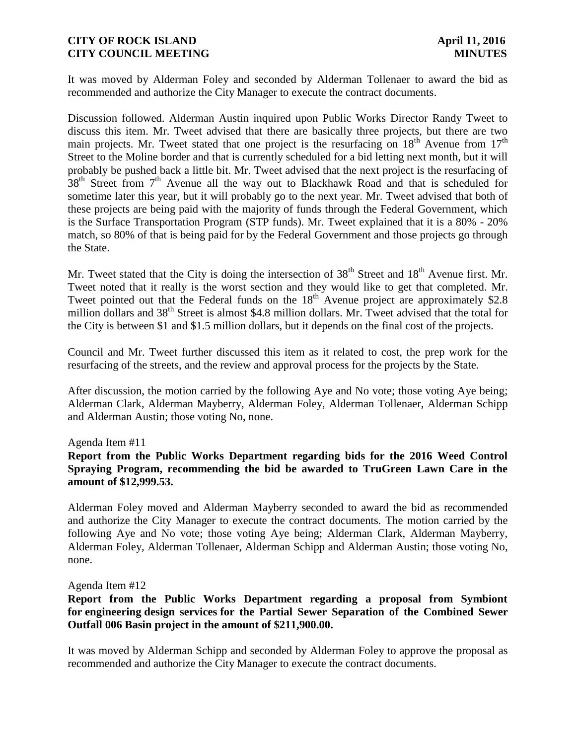It was moved by Alderman Foley and seconded by Alderman Tollenaer to award the bid as recommended and authorize the City Manager to execute the contract documents.

Discussion followed. Alderman Austin inquired upon Public Works Director Randy Tweet to discuss this item. Mr. Tweet advised that there are basically three projects, but there are two main projects. Mr. Tweet stated that one project is the resurfacing on 18th Avenue from 17th Street to the Moline border and that is currently scheduled for a bid letting next month, but it will probably be pushed back a little bit. Mr. Tweet advised that the next project is the resurfacing of 38th Street from 7th Avenue all the way out to Blackhawk Road and that is scheduled for sometime later this year, but it will probably go to the next year. Mr. Tweet advised that both of these projects are being paid with the majority of funds through the Federal Government, which is the Surface Transportation Program (STP funds). Mr. Tweet explained that it is a 80% - 20% match, so 80% of that is being paid for by the Federal Government and those projects go through the State.

Mr. Tweet stated that the City is doing the intersection of 38th Street and 18th Avenue first. Mr. Tweet noted that it really is the worst section and they would like to get that completed. Mr. Tweet pointed out that the Federal funds on the 18th Avenue project are approximately $2.8 million dollars and 38th Street is almost $4.8 million dollars. Mr. Tweet advised that the total for the City is between $1 and $1.5 million dollars, but it depends on the final cost of the projects.

Council and Mr. Tweet further discussed this item as it related to cost, the prep work for the resurfacing of the streets, and the review and approval process for the projects by the State.

After discussion, the motion carried by the following Aye and No vote; those voting Aye being; Alderman Clark, Alderman Mayberry, Alderman Foley, Alderman Tollenaer, Alderman Schipp and Alderman Austin; those voting No, none.

Agenda Item #11

**Report from the Public Works Department regarding bids for the 2016 Weed Control Spraying Program, recommending the bid be awarded to TruGreen Lawn Care in the amount of $12,999.53.**

Alderman Foley moved and Alderman Mayberry seconded to award the bid as recommended and authorize the City Manager to execute the contract documents. The motion carried by the following Aye and No vote; those voting Aye being; Alderman Clark, Alderman Mayberry, Alderman Foley, Alderman Tollenaer, Alderman Schipp and Alderman Austin; those voting No, none.

Agenda Item #12

**Report from the Public Works Department regarding a proposal from Symbiont for engineering design services for the Partial Sewer Separation of the Combined Sewer Outfall 006 Basin project in the amount of $211,900.00.**

It was moved by Alderman Schipp and seconded by Alderman Foley to approve the proposal as recommended and authorize the City Manager to execute the contract documents.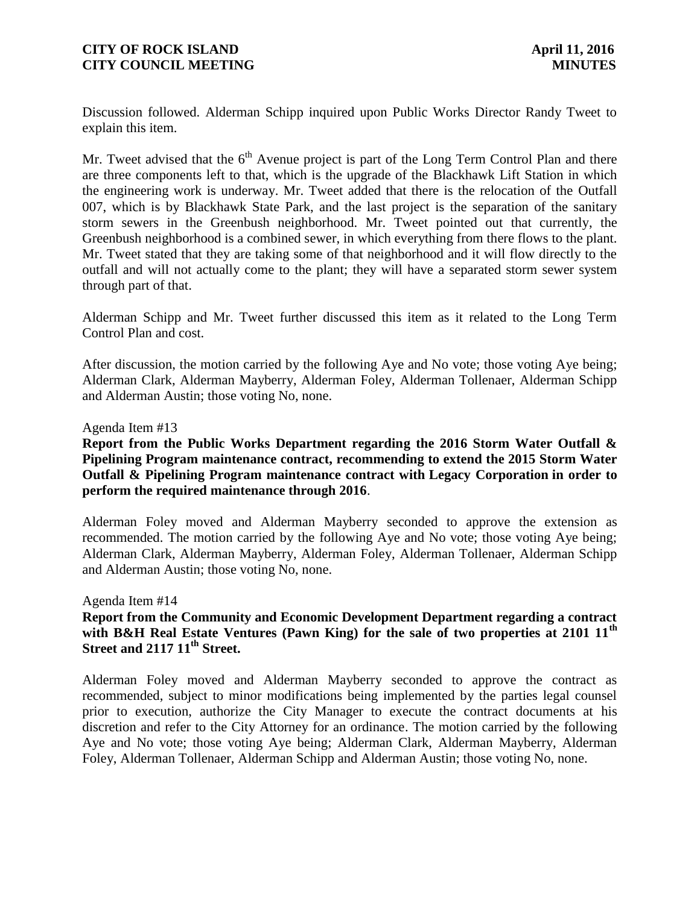Discussion followed. Alderman Schipp inquired upon Public Works Director Randy Tweet to explain this item.

Mr. Tweet advised that the 6th Avenue project is part of the Long Term Control Plan and there are three components left to that, which is the upgrade of the Blackhawk Lift Station in which the engineering work is underway. Mr. Tweet added that there is the relocation of the Outfall 007, which is by Blackhawk State Park, and the last project is the separation of the sanitary storm sewers in the Greenbush neighborhood. Mr. Tweet pointed out that currently, the Greenbush neighborhood is a combined sewer, in which everything from there flows to the plant. Mr. Tweet stated that they are taking some of that neighborhood and it will flow directly to the outfall and will not actually come to the plant; they will have a separated storm sewer system through part of that.

Alderman Schipp and Mr. Tweet further discussed this item as it related to the Long Term Control Plan and cost.

After discussion, the motion carried by the following Aye and No vote; those voting Aye being; Alderman Clark, Alderman Mayberry, Alderman Foley, Alderman Tollenaer, Alderman Schipp and Alderman Austin; those voting No, none.

Agenda Item #13

**Report from the Public Works Department regarding the 2016 Storm Water Outfall & Pipelining Program maintenance contract, recommending to extend the 2015 Storm Water Outfall & Pipelining Program maintenance contract with Legacy Corporation in order to perform the required maintenance through 2016**.

Alderman Foley moved and Alderman Mayberry seconded to approve the extension as recommended. The motion carried by the following Aye and No vote; those voting Aye being; Alderman Clark, Alderman Mayberry, Alderman Foley, Alderman Tollenaer, Alderman Schipp and Alderman Austin; those voting No, none.

Agenda Item #14

**Report from the Community and Economic Development Department regarding a contract with B&H Real Estate Ventures (Pawn King) for the sale of two properties at 2101 11th Street and 2117 11th Street.**

Alderman Foley moved and Alderman Mayberry seconded to approve the contract as recommended, subject to minor modifications being implemented by the parties legal counsel prior to execution, authorize the City Manager to execute the contract documents at his discretion and refer to the City Attorney for an ordinance. The motion carried by the following Aye and No vote; those voting Aye being; Alderman Clark, Alderman Mayberry, Alderman Foley, Alderman Tollenaer, Alderman Schipp and Alderman Austin; those voting No, none.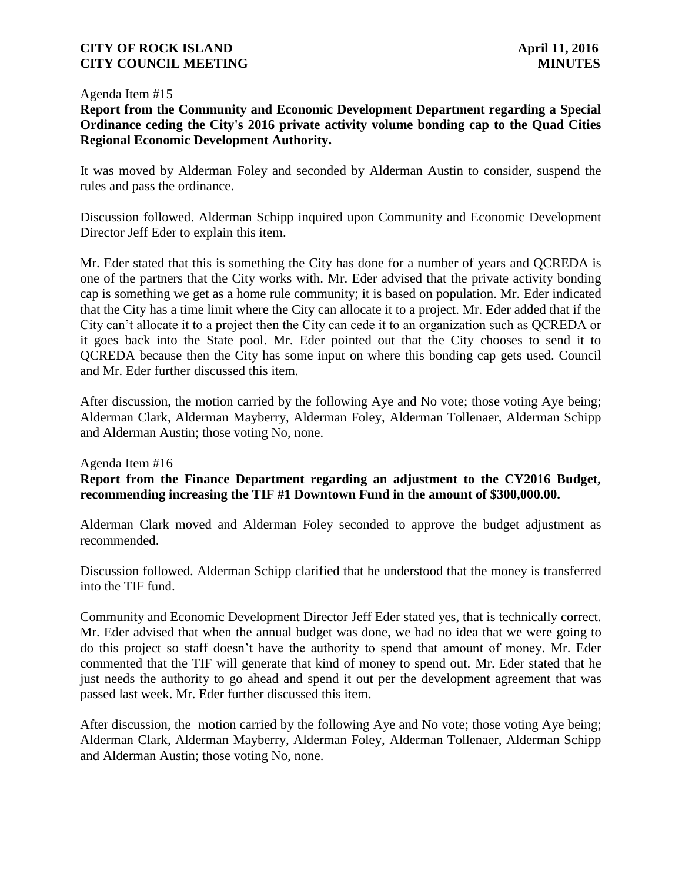Agenda Item #15

**Report from the Community and Economic Development Department regarding a Special Ordinance ceding the City's 2016 private activity volume bonding cap to the Quad Cities Regional Economic Development Authority.**

It was moved by Alderman Foley and seconded by Alderman Austin to consider, suspend the rules and pass the ordinance.

Discussion followed. Alderman Schipp inquired upon Community and Economic Development Director Jeff Eder to explain this item.

Mr. Eder stated that this is something the City has done for a number of years and QCREDA is one of the partners that the City works with. Mr. Eder advised that the private activity bonding cap is something we get as a home rule community; it is based on population. Mr. Eder indicated that the City has a time limit where the City can allocate it to a project. Mr. Eder added that if the City can't allocate it to a project then the City can cede it to an organization such as QCREDA or it goes back into the State pool. Mr. Eder pointed out that the City chooses to send it to QCREDA because then the City has some input on where this bonding cap gets used. Council and Mr. Eder further discussed this item.

After discussion, the motion carried by the following Aye and No vote; those voting Aye being; Alderman Clark, Alderman Mayberry, Alderman Foley, Alderman Tollenaer, Alderman Schipp and Alderman Austin; those voting No, none.

Agenda Item #16

**Report from the Finance Department regarding an adjustment to the CY2016 Budget, recommending increasing the TIF #1 Downtown Fund in the amount of $300,000.00.**

Alderman Clark moved and Alderman Foley seconded to approve the budget adjustment as recommended.

Discussion followed. Alderman Schipp clarified that he understood that the money is transferred into the TIF fund.

Community and Economic Development Director Jeff Eder stated yes, that is technically correct. Mr. Eder advised that when the annual budget was done, we had no idea that we were going to do this project so staff doesn't have the authority to spend that amount of money. Mr. Eder commented that the TIF will generate that kind of money to spend out. Mr. Eder stated that he just needs the authority to go ahead and spend it out per the development agreement that was passed last week. Mr. Eder further discussed this item.

After discussion, the motion carried by the following Aye and No vote; those voting Aye being; Alderman Clark, Alderman Mayberry, Alderman Foley, Alderman Tollenaer, Alderman Schipp and Alderman Austin; those voting No, none.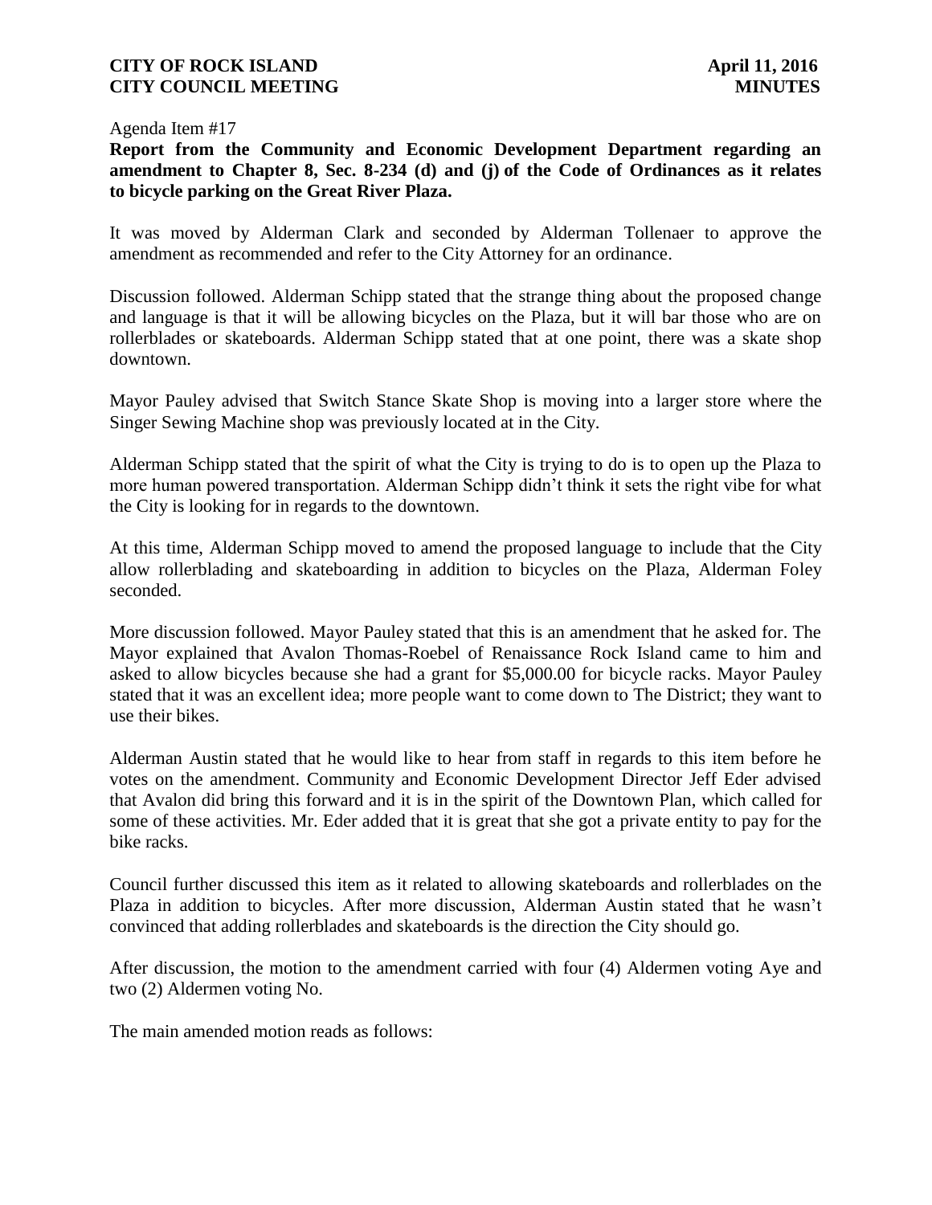Agenda Item #17

**Report from the Community and Economic Development Department regarding an amendment to Chapter 8, Sec. 8-234 (d) and (j) of the Code of Ordinances as it relates to bicycle parking on the Great River Plaza.**

It was moved by Alderman Clark and seconded by Alderman Tollenaer to approve the amendment as recommended and refer to the City Attorney for an ordinance.

Discussion followed. Alderman Schipp stated that the strange thing about the proposed change and language is that it will be allowing bicycles on the Plaza, but it will bar those who are on rollerblades or skateboards. Alderman Schipp stated that at one point, there was a skate shop downtown.

Mayor Pauley advised that Switch Stance Skate Shop is moving into a larger store where the Singer Sewing Machine shop was previously located at in the City.

Alderman Schipp stated that the spirit of what the City is trying to do is to open up the Plaza to more human powered transportation. Alderman Schipp didn't think it sets the right vibe for what the City is looking for in regards to the downtown.

At this time, Alderman Schipp moved to amend the proposed language to include that the City allow rollerblading and skateboarding in addition to bicycles on the Plaza, Alderman Foley seconded.

More discussion followed. Mayor Pauley stated that this is an amendment that he asked for. The Mayor explained that Avalon Thomas-Roebel of Renaissance Rock Island came to him and asked to allow bicycles because she had a grant for $5,000.00 for bicycle racks. Mayor Pauley stated that it was an excellent idea; more people want to come down to The District; they want to use their bikes.

Alderman Austin stated that he would like to hear from staff in regards to this item before he votes on the amendment. Community and Economic Development Director Jeff Eder advised that Avalon did bring this forward and it is in the spirit of the Downtown Plan, which called for some of these activities. Mr. Eder added that it is great that she got a private entity to pay for the bike racks.

Council further discussed this item as it related to allowing skateboards and rollerblades on the Plaza in addition to bicycles. After more discussion, Alderman Austin stated that he wasn't convinced that adding rollerblades and skateboards is the direction the City should go.

After discussion, the motion to the amendment carried with four (4) Aldermen voting Aye and two (2) Aldermen voting No.

The main amended motion reads as follows: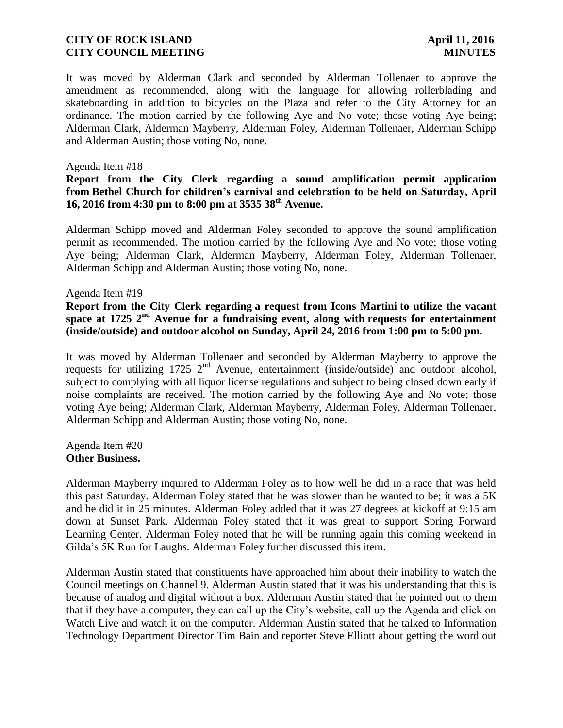It was moved by Alderman Clark and seconded by Alderman Tollenaer to approve the amendment as recommended, along with the language for allowing rollerblading and skateboarding in addition to bicycles on the Plaza and refer to the City Attorney for an ordinance. The motion carried by the following Aye and No vote; those voting Aye being; Alderman Clark, Alderman Mayberry, Alderman Foley, Alderman Tollenaer, Alderman Schipp and Alderman Austin; those voting No, none.

Agenda Item #18

**Report from the City Clerk regarding a sound amplification permit application from Bethel Church for children's carnival and celebration to be held on Saturday, April 16, 2016 from 4:30 pm to 8:00 pm at 3535 38th Avenue.**

Alderman Schipp moved and Alderman Foley seconded to approve the sound amplification permit as recommended. The motion carried by the following Aye and No vote; those voting Aye being; Alderman Clark, Alderman Mayberry, Alderman Foley, Alderman Tollenaer, Alderman Schipp and Alderman Austin; those voting No, none.

Agenda Item #19

**Report from the City Clerk regarding a request from Icons Martini to utilize the vacant space at 1725 2nd Avenue for a fundraising event, along with requests for entertainment (inside/outside) and outdoor alcohol on Sunday, April 24, 2016 from 1:00 pm to 5:00 pm**.

It was moved by Alderman Tollenaer and seconded by Alderman Mayberry to approve the requests for utilizing 1725 2nd Avenue, entertainment (inside/outside) and outdoor alcohol, subject to complying with all liquor license regulations and subject to being closed down early if noise complaints are received. The motion carried by the following Aye and No vote; those voting Aye being; Alderman Clark, Alderman Mayberry, Alderman Foley, Alderman Tollenaer, Alderman Schipp and Alderman Austin; those voting No, none.

Agenda Item #20
**Other Business.**

Alderman Mayberry inquired to Alderman Foley as to how well he did in a race that was held this past Saturday. Alderman Foley stated that he was slower than he wanted to be; it was a 5K and he did it in 25 minutes. Alderman Foley added that it was 27 degrees at kickoff at 9:15 am down at Sunset Park. Alderman Foley stated that it was great to support Spring Forward Learning Center. Alderman Foley noted that he will be running again this coming weekend in Gilda's 5K Run for Laughs. Alderman Foley further discussed this item.

Alderman Austin stated that constituents have approached him about their inability to watch the Council meetings on Channel 9. Alderman Austin stated that it was his understanding that this is because of analog and digital without a box. Alderman Austin stated that he pointed out to them that if they have a computer, they can call up the City's website, call up the Agenda and click on Watch Live and watch it on the computer. Alderman Austin stated that he talked to Information Technology Department Director Tim Bain and reporter Steve Elliott about getting the word out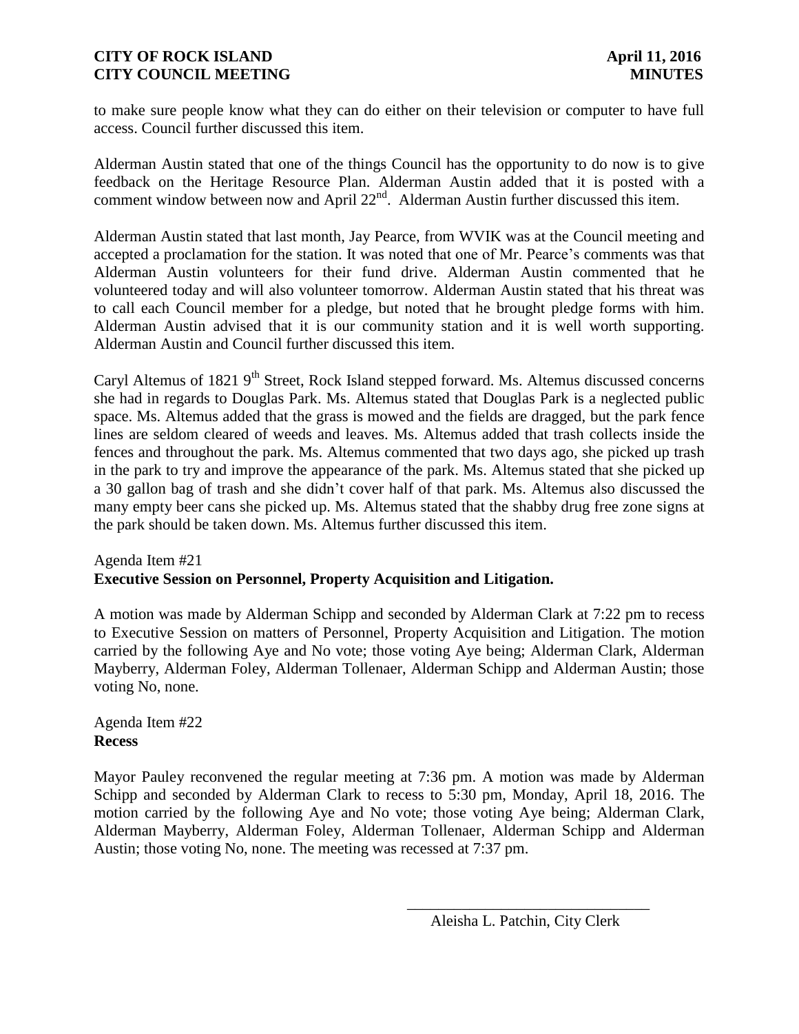to make sure people know what they can do either on their television or computer to have full access. Council further discussed this item.

Alderman Austin stated that one of the things Council has the opportunity to do now is to give feedback on the Heritage Resource Plan. Alderman Austin added that it is posted with a comment window between now and April 22nd. Alderman Austin further discussed this item.

Alderman Austin stated that last month, Jay Pearce, from WVIK was at the Council meeting and accepted a proclamation for the station. It was noted that one of Mr. Pearce's comments was that Alderman Austin volunteers for their fund drive. Alderman Austin commented that he volunteered today and will also volunteer tomorrow. Alderman Austin stated that his threat was to call each Council member for a pledge, but noted that he brought pledge forms with him. Alderman Austin advised that it is our community station and it is well worth supporting. Alderman Austin and Council further discussed this item.

Caryl Altemus of 1821 9th Street, Rock Island stepped forward. Ms. Altemus discussed concerns she had in regards to Douglas Park. Ms. Altemus stated that Douglas Park is a neglected public space. Ms. Altemus added that the grass is mowed and the fields are dragged, but the park fence lines are seldom cleared of weeds and leaves. Ms. Altemus added that trash collects inside the fences and throughout the park. Ms. Altemus commented that two days ago, she picked up trash in the park to try and improve the appearance of the park. Ms. Altemus stated that she picked up a 30 gallon bag of trash and she didn't cover half of that park. Ms. Altemus also discussed the many empty beer cans she picked up. Ms. Altemus stated that the shabby drug free zone signs at the park should be taken down. Ms. Altemus further discussed this item.

Agenda Item #21
**Executive Session on Personnel, Property Acquisition and Litigation.**

A motion was made by Alderman Schipp and seconded by Alderman Clark at 7:22 pm to recess to Executive Session on matters of Personnel, Property Acquisition and Litigation. The motion carried by the following Aye and No vote; those voting Aye being; Alderman Clark, Alderman Mayberry, Alderman Foley, Alderman Tollenaer, Alderman Schipp and Alderman Austin; those voting No, none.

Agenda Item #22
**Recess**

Mayor Pauley reconvened the regular meeting at 7:36 pm. A motion was made by Alderman Schipp and seconded by Alderman Clark to recess to 5:30 pm, Monday, April 18, 2016. The motion carried by the following Aye and No vote; those voting Aye being; Alderman Clark, Alderman Mayberry, Alderman Foley, Alderman Tollenaer, Alderman Schipp and Alderman Austin; those voting No, none. The meeting was recessed at 7:37 pm.

\_\_\_\_\_\_\_\_\_\_\_\_\_\_\_\_\_\_\_\_\_\_\_\_\_\_\_\_\_\_\_\_

Aleisha L. Patchin, City Clerk